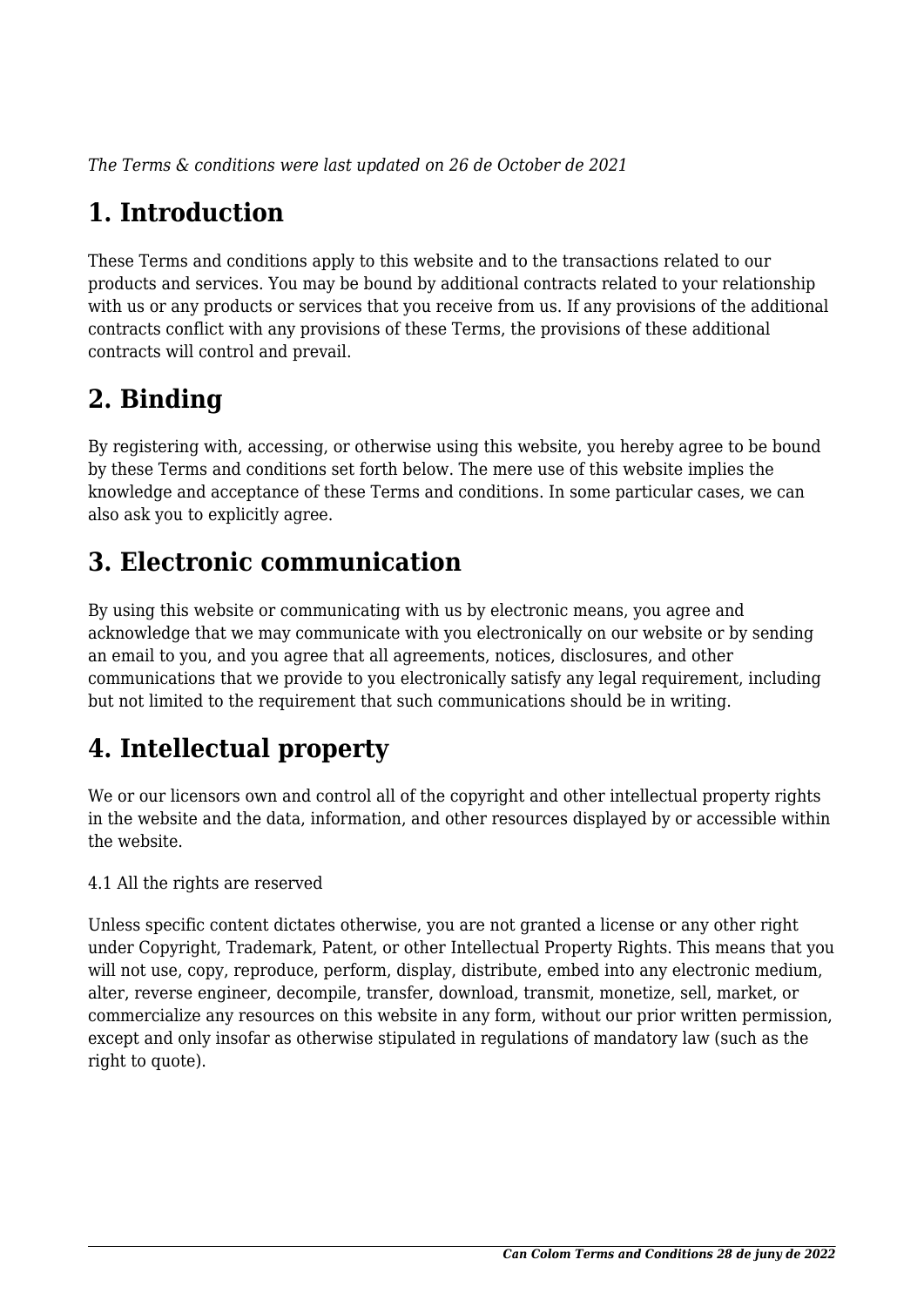*The Terms & conditions were last updated on 26 de October de 2021*

# 1. Introduction

These Terms and conditions apply to this website and to the transactions related to our products and services. You may be bound by additional contracts related to your relationship with us or any products or services that you receive from us. If any provisions of the additional contracts conflict with any provisions of these Terms, the provisions of these additional contracts will control and prevail.

# 2. Binding

By registering with, accessing, or otherwise using this website, you hereby agree to be bound by these Terms and conditions set forth below. The mere use of this website implies the knowledge and acceptance of these Terms and conditions. In some particular cases, we can also ask you to explicitly agree.

# 3. Electronic communication

By using this website or communicating with us by electronic means, you agree and acknowledge that we may communicate with you electronically on our website or by sending an email to you, and you agree that all agreements, notices, disclosures, and other communications that we provide to you electronically satisfy any legal requirement, including but not limited to the requirement that such communications should be in writing.

# 4. Intellectual property

We or our licensors own and control all of the copyright and other intellectual property rights in the website and the data, information, and other resources displayed by or accessible within the website.

4.1 All the rights are reserved

Unless specific content dictates otherwise, you are not granted a license or any other right under Copyright, Trademark, Patent, or other Intellectual Property Rights. This means that you will not use, copy, reproduce, perform, display, distribute, embed into any electronic medium, alter, reverse engineer, decompile, transfer, download, transmit, monetize, sell, market, or commercialize any resources on this website in any form, without our prior written permission, except and only insofar as otherwise stipulated in regulations of mandatory law (such as the right to quote).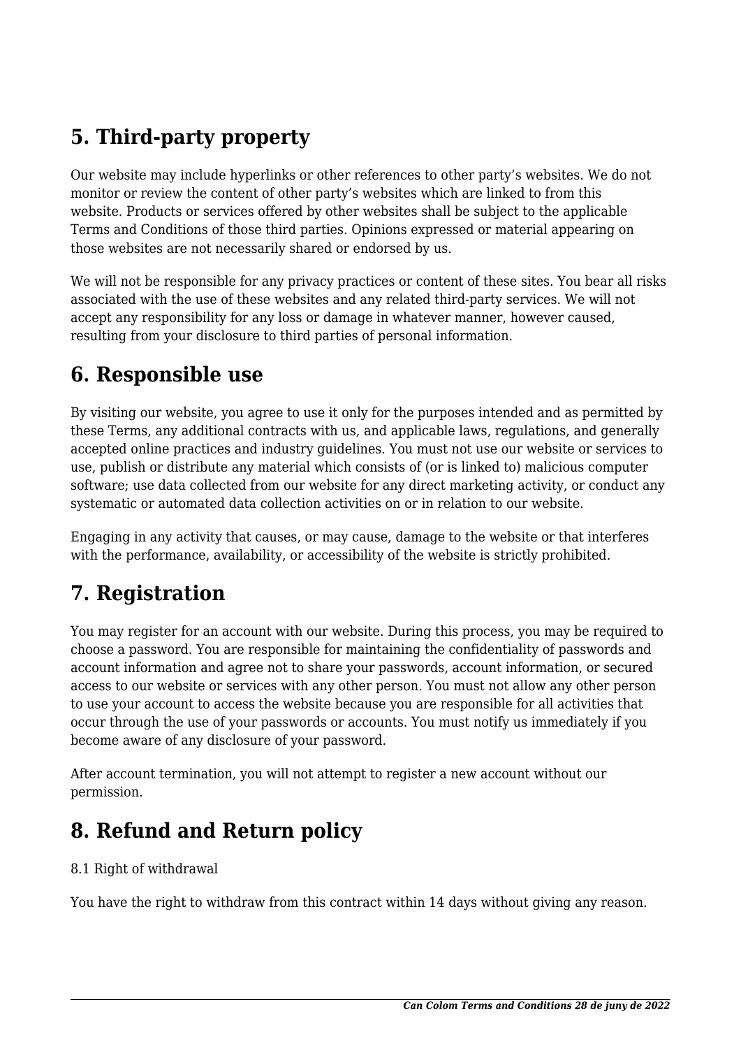## 5. Third-party property

Our website may include hyperlinks or other references to other party's websites. We do not monitor or review the content of other party's websites which are linked to from this website. Products or services offered by other websites shall be subject to the applicable Terms and Conditions of those third parties. Opinions expressed or material appearing on those websites are not necessarily shared or endorsed by us.

We will not be responsible for any privacy practices or content of these sites. You bear all risks associated with the use of these websites and any related third-party services. We will not accept any responsibility for any loss or damage in whatever manner, however caused, resulting from your disclosure to third parties of personal information.

## 6. Responsible use

By visiting our website, you agree to use it only for the purposes intended and as permitted by these Terms, any additional contracts with us, and applicable laws, regulations, and generally accepted online practices and industry guidelines. You must not use our website or services to use, publish or distribute any material which consists of (or is linked to) malicious computer software; use data collected from our website for any direct marketing activity, or conduct any systematic or automated data collection activities on or in relation to our website.

Engaging in any activity that causes, or may cause, damage to the website or that interferes with the performance, availability, or accessibility of the website is strictly prohibited.

## 7. Registration

You may register for an account with our website. During this process, you may be required to choose a password. You are responsible for maintaining the confidentiality of passwords and account information and agree not to share your passwords, account information, or secured access to our website or services with any other person. You must not allow any other person to use your account to access the website because you are responsible for all activities that occur through the use of your passwords or accounts. You must notify us immediately if you become aware of any disclosure of your password.

After account termination, you will not attempt to register a new account without our permission.

## 8. Refund and Return policy

8.1 Right of withdrawal

You have the right to withdraw from this contract within 14 days without giving any reason.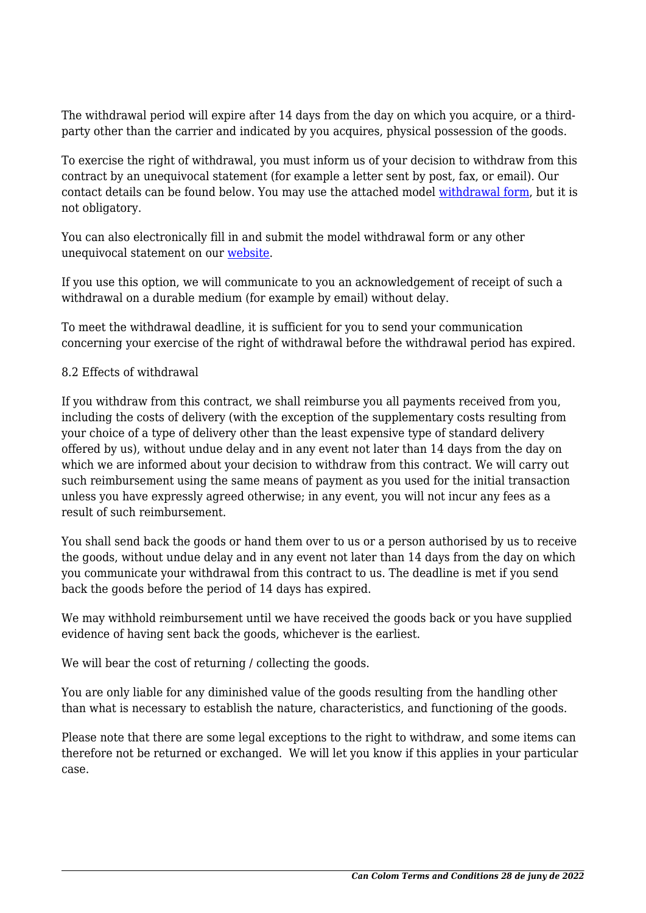The withdrawal period will expire after 14 days from the day on which you acquire, or a third-party other than the carrier and indicated by you acquires, physical possession of the goods.

To exercise the right of withdrawal, you must inform us of your decision to withdraw from this contract by an unequivocal statement (for example a letter sent by post, fax, or email). Our contact details can be found below. You may use the attached model withdrawal form, but it is not obligatory.

You can also electronically fill in and submit the model withdrawal form or any other unequivocal statement on our website.

If you use this option, we will communicate to you an acknowledgement of receipt of such a withdrawal on a durable medium (for example by email) without delay.

To meet the withdrawal deadline, it is sufficient for you to send your communication concerning your exercise of the right of withdrawal before the withdrawal period has expired.

8.2 Effects of withdrawal

If you withdraw from this contract, we shall reimburse you all payments received from you, including the costs of delivery (with the exception of the supplementary costs resulting from your choice of a type of delivery other than the least expensive type of standard delivery offered by us), without undue delay and in any event not later than 14 days from the day on which we are informed about your decision to withdraw from this contract. We will carry out such reimbursement using the same means of payment as you used for the initial transaction unless you have expressly agreed otherwise; in any event, you will not incur any fees as a result of such reimbursement.

You shall send back the goods or hand them over to us or a person authorised by us to receive the goods, without undue delay and in any event not later than 14 days from the day on which you communicate your withdrawal from this contract to us. The deadline is met if you send back the goods before the period of 14 days has expired.

We may withhold reimbursement until we have received the goods back or you have supplied evidence of having sent back the goods, whichever is the earliest.

We will bear the cost of returning / collecting the goods.

You are only liable for any diminished value of the goods resulting from the handling other than what is necessary to establish the nature, characteristics, and functioning of the goods.

Please note that there are some legal exceptions to the right to withdraw, and some items can therefore not be returned or exchanged.  We will let you know if this applies in your particular case.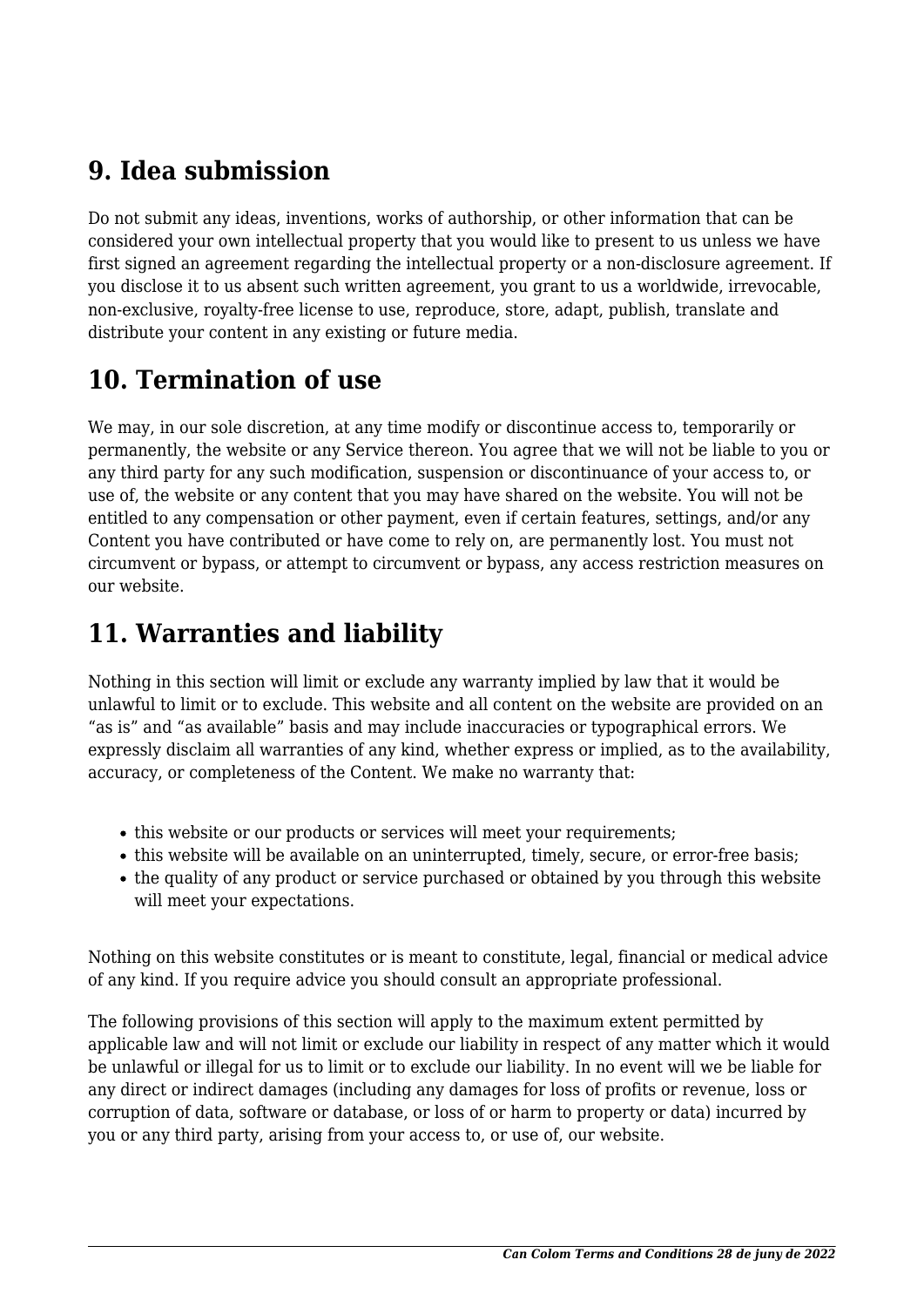## 9. Idea submission

Do not submit any ideas, inventions, works of authorship, or other information that can be considered your own intellectual property that you would like to present to us unless we have first signed an agreement regarding the intellectual property or a non-disclosure agreement. If you disclose it to us absent such written agreement, you grant to us a worldwide, irrevocable, non-exclusive, royalty-free license to use, reproduce, store, adapt, publish, translate and distribute your content in any existing or future media.

## 10. Termination of use

We may, in our sole discretion, at any time modify or discontinue access to, temporarily or permanently, the website or any Service thereon. You agree that we will not be liable to you or any third party for any such modification, suspension or discontinuance of your access to, or use of, the website or any content that you may have shared on the website. You will not be entitled to any compensation or other payment, even if certain features, settings, and/or any Content you have contributed or have come to rely on, are permanently lost. You must not circumvent or bypass, or attempt to circumvent or bypass, any access restriction measures on our website.

## 11. Warranties and liability

Nothing in this section will limit or exclude any warranty implied by law that it would be unlawful to limit or to exclude. This website and all content on the website are provided on an "as is" and "as available" basis and may include inaccuracies or typographical errors. We expressly disclaim all warranties of any kind, whether express or implied, as to the availability, accuracy, or completeness of the Content. We make no warranty that:

- this website or our products or services will meet your requirements;
- this website will be available on an uninterrupted, timely, secure, or error-free basis;
- the quality of any product or service purchased or obtained by you through this website will meet your expectations.

Nothing on this website constitutes or is meant to constitute, legal, financial or medical advice of any kind. If you require advice you should consult an appropriate professional.

The following provisions of this section will apply to the maximum extent permitted by applicable law and will not limit or exclude our liability in respect of any matter which it would be unlawful or illegal for us to limit or to exclude our liability. In no event will we be liable for any direct or indirect damages (including any damages for loss of profits or revenue, loss or corruption of data, software or database, or loss of or harm to property or data) incurred by you or any third party, arising from your access to, or use of, our website.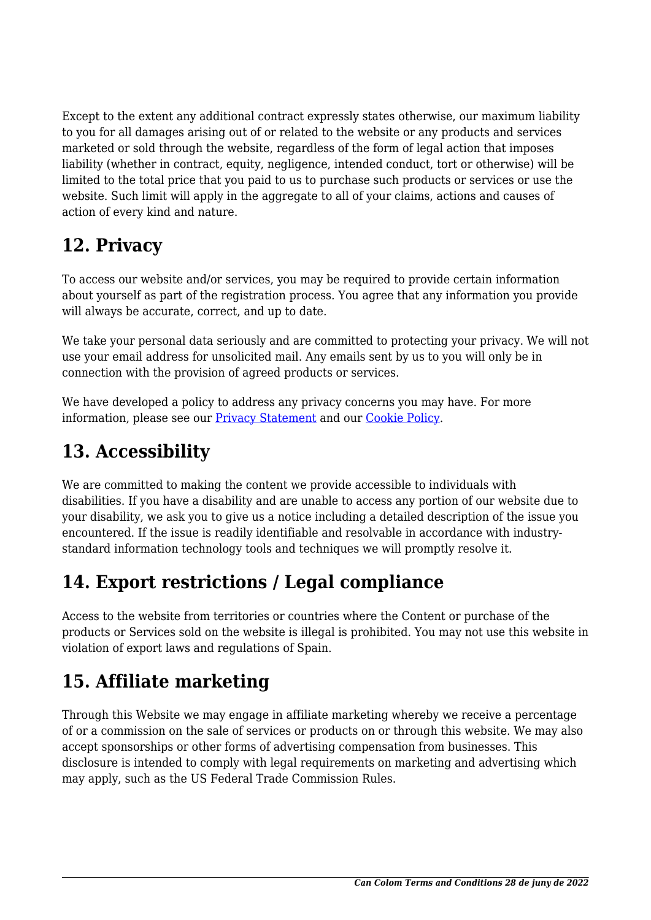Except to the extent any additional contract expressly states otherwise, our maximum liability to you for all damages arising out of or related to the website or any products and services marketed or sold through the website, regardless of the form of legal action that imposes liability (whether in contract, equity, negligence, intended conduct, tort or otherwise) will be limited to the total price that you paid to us to purchase such products or services or use the website. Such limit will apply in the aggregate to all of your claims, actions and causes of action of every kind and nature.

## 12. Privacy

To access our website and/or services, you may be required to provide certain information about yourself as part of the registration process. You agree that any information you provide will always be accurate, correct, and up to date.

We take your personal data seriously and are committed to protecting your privacy. We will not use your email address for unsolicited mail. Any emails sent by us to you will only be in connection with the provision of agreed products or services.

We have developed a policy to address any privacy concerns you may have. For more information, please see our Privacy Statement and our Cookie Policy.

## 13. Accessibility

We are committed to making the content we provide accessible to individuals with disabilities. If you have a disability and are unable to access any portion of our website due to your disability, we ask you to give us a notice including a detailed description of the issue you encountered. If the issue is readily identifiable and resolvable in accordance with industry-standard information technology tools and techniques we will promptly resolve it.

## 14. Export restrictions / Legal compliance

Access to the website from territories or countries where the Content or purchase of the products or Services sold on the website is illegal is prohibited. You may not use this website in violation of export laws and regulations of Spain.

## 15. Affiliate marketing

Through this Website we may engage in affiliate marketing whereby we receive a percentage of or a commission on the sale of services or products on or through this website. We may also accept sponsorships or other forms of advertising compensation from businesses. This disclosure is intended to comply with legal requirements on marketing and advertising which may apply, such as the US Federal Trade Commission Rules.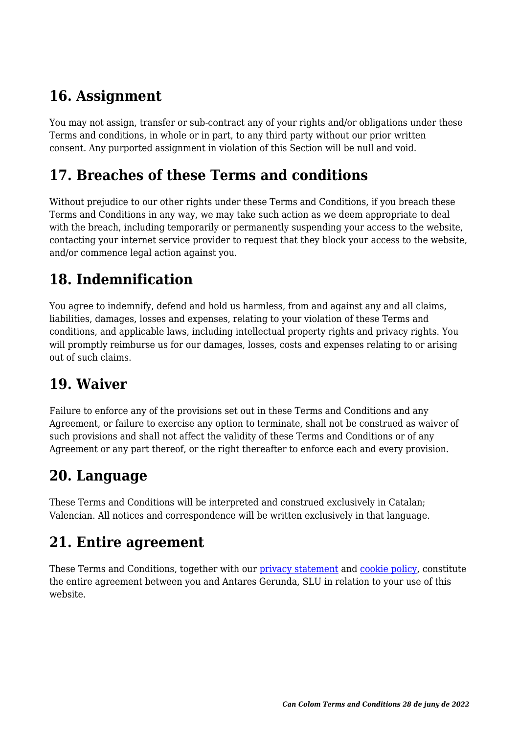## 16. Assignment

You may not assign, transfer or sub-contract any of your rights and/or obligations under these Terms and conditions, in whole or in part, to any third party without our prior written consent. Any purported assignment in violation of this Section will be null and void.

## 17. Breaches of these Terms and conditions

Without prejudice to our other rights under these Terms and Conditions, if you breach these Terms and Conditions in any way, we may take such action as we deem appropriate to deal with the breach, including temporarily or permanently suspending your access to the website, contacting your internet service provider to request that they block your access to the website, and/or commence legal action against you.

## 18. Indemnification

You agree to indemnify, defend and hold us harmless, from and against any and all claims, liabilities, damages, losses and expenses, relating to your violation of these Terms and conditions, and applicable laws, including intellectual property rights and privacy rights. You will promptly reimburse us for our damages, losses, costs and expenses relating to or arising out of such claims.

## 19. Waiver

Failure to enforce any of the provisions set out in these Terms and Conditions and any Agreement, or failure to exercise any option to terminate, shall not be construed as waiver of such provisions and shall not affect the validity of these Terms and Conditions or of any Agreement or any part thereof, or the right thereafter to enforce each and every provision.

## 20. Language

These Terms and Conditions will be interpreted and construed exclusively in Catalan; Valencian. All notices and correspondence will be written exclusively in that language.

## 21. Entire agreement

These Terms and Conditions, together with our [privacy statement]() and [cookie policy](), constitute the entire agreement between you and Antares Gerunda, SLU in relation to your use of this website.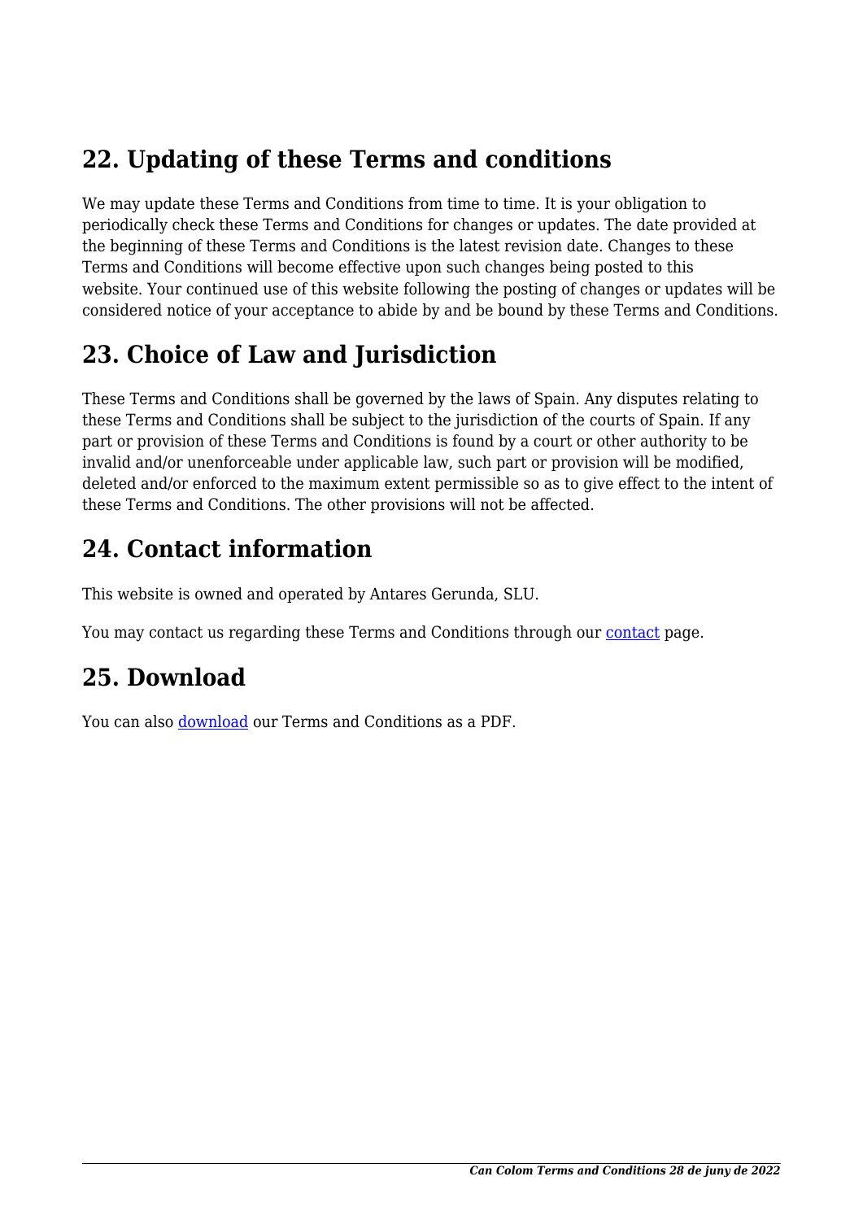## 22. Updating of these Terms and conditions

We may update these Terms and Conditions from time to time. It is your obligation to periodically check these Terms and Conditions for changes or updates. The date provided at the beginning of these Terms and Conditions is the latest revision date. Changes to these Terms and Conditions will become effective upon such changes being posted to this website. Your continued use of this website following the posting of changes or updates will be considered notice of your acceptance to abide by and be bound by these Terms and Conditions.

## 23. Choice of Law and Jurisdiction

These Terms and Conditions shall be governed by the laws of Spain. Any disputes relating to these Terms and Conditions shall be subject to the jurisdiction of the courts of Spain. If any part or provision of these Terms and Conditions is found by a court or other authority to be invalid and/or unenforceable under applicable law, such part or provision will be modified, deleted and/or enforced to the maximum extent permissible so as to give effect to the intent of these Terms and Conditions. The other provisions will not be affected.

## 24. Contact information

This website is owned and operated by Antares Gerunda, SLU.

You may contact us regarding these Terms and Conditions through our contact page.

## 25. Download

You can also download our Terms and Conditions as a PDF.